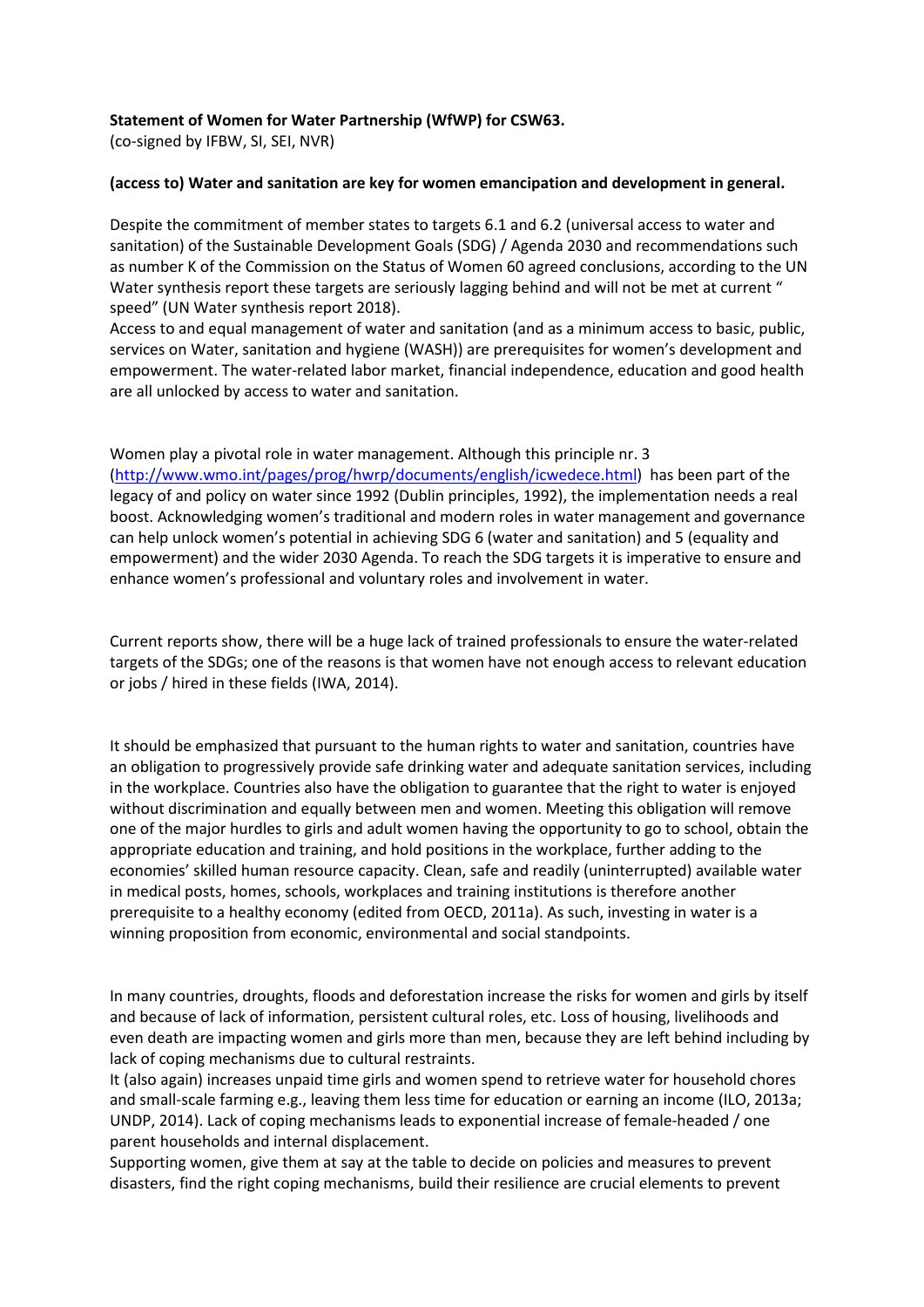**Statement of Women for Water Partnership (WfWP) for CSW63.**
(co-signed by IFBW, SI, SEI, NVR)

**(access to) Water and sanitation are key for women emancipation and development in general.**

Despite the commitment of member states to targets 6.1 and 6.2 (universal access to water and sanitation) of the Sustainable Development Goals (SDG) / Agenda 2030 and recommendations such as number K of the Commission on the Status of Women 60 agreed conclusions, according to the UN Water synthesis report these targets are seriously lagging behind and will not be met at current " speed" (UN Water synthesis report 2018).
Access to and equal management of water and sanitation (and as a minimum access to basic, public, services on Water, sanitation and hygiene (WASH)) are prerequisites for women's development and empowerment. The water-related labor market, financial independence, education and good health are all unlocked by access to water and sanitation.

Women play a pivotal role in water management. Although this principle nr. 3 (http://www.wmo.int/pages/prog/hwrp/documents/english/icwedece.html) has been part of the legacy of and policy on water since 1992 (Dublin principles, 1992), the implementation needs a real boost. Acknowledging women's traditional and modern roles in water management and governance can help unlock women's potential in achieving SDG 6 (water and sanitation) and 5 (equality and empowerment) and the wider 2030 Agenda. To reach the SDG targets it is imperative to ensure and enhance women's professional and voluntary roles and involvement in water.

Current reports show, there will be a huge lack of trained professionals to ensure the water-related targets of the SDGs; one of the reasons is that women have not enough access to relevant education or jobs / hired in these fields (IWA, 2014).

It should be emphasized that pursuant to the human rights to water and sanitation, countries have an obligation to progressively provide safe drinking water and adequate sanitation services, including in the workplace. Countries also have the obligation to guarantee that the right to water is enjoyed without discrimination and equally between men and women. Meeting this obligation will remove one of the major hurdles to girls and adult women having the opportunity to go to school, obtain the appropriate education and training, and hold positions in the workplace, further adding to the economies' skilled human resource capacity. Clean, safe and readily (uninterrupted) available water in medical posts, homes, schools, workplaces and training institutions is therefore another prerequisite to a healthy economy (edited from OECD, 2011a). As such, investing in water is a winning proposition from economic, environmental and social standpoints.

In many countries, droughts, floods and deforestation increase the risks for women and girls by itself and because of lack of information, persistent cultural roles, etc. Loss of housing, livelihoods and even death are impacting women and girls more than men, because they are left behind including by lack of coping mechanisms due to cultural restraints.
It (also again) increases unpaid time girls and women spend to retrieve water for household chores and small-scale farming e.g., leaving them less time for education or earning an income (ILO, 2013a; UNDP, 2014). Lack of coping mechanisms leads to exponential increase of female-headed / one parent households and internal displacement.
Supporting women, give them at say at the table to decide on policies and measures to prevent disasters, find the right coping mechanisms, build their resilience are crucial elements to prevent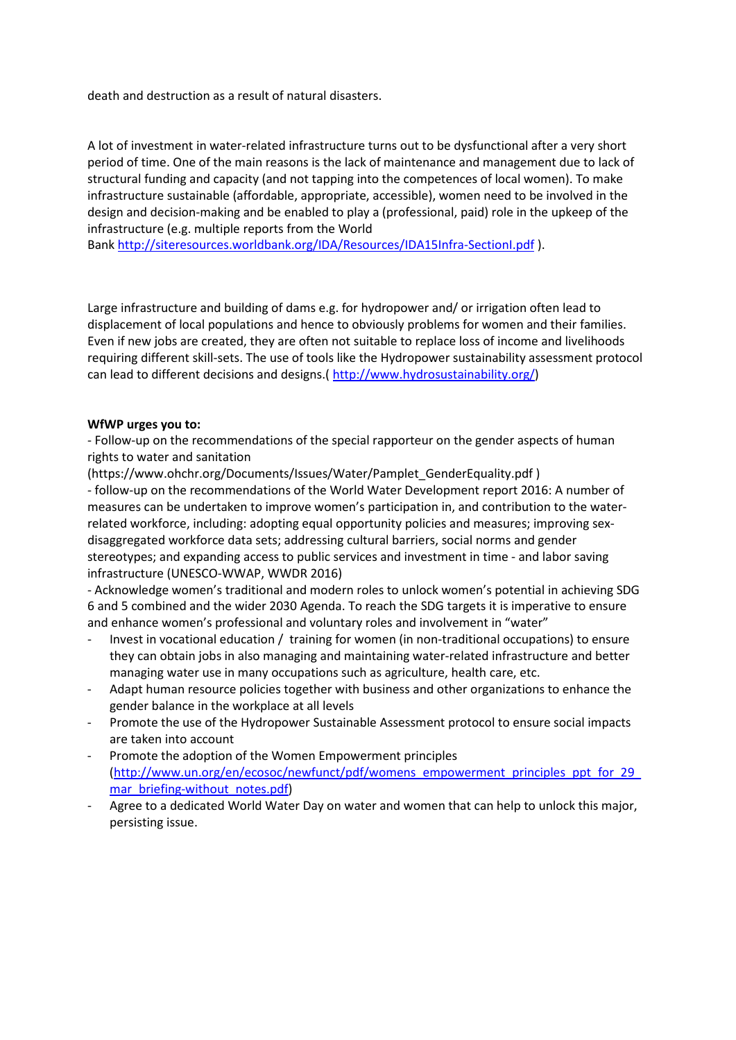death and destruction as a result of natural disasters.

A lot of investment in water-related infrastructure turns out to be dysfunctional after a very short period of time. One of the main reasons is the lack of maintenance and management due to lack of structural funding and capacity (and not tapping into the competences of local women). To make infrastructure sustainable (affordable, appropriate, accessible), women need to be involved in the design and decision-making and be enabled to play a (professional, paid) role in the upkeep of the infrastructure (e.g. multiple reports from the World Bank [http://siteresources.worldbank.org/IDA/Resources/IDA15Infra-SectionI.pdf](http://siteresources.worldbank.org/IDA/Resources/IDA15Infra-SectionI.pdf) ).

Large infrastructure and building of dams e.g. for hydropower and/ or irrigation often lead to displacement of local populations and hence to obviously problems for women and their families. Even if new jobs are created, they are often not suitable to replace loss of income and livelihoods requiring different skill-sets. The use of tools like the Hydropower sustainability assessment protocol can lead to different decisions and designs.( [http://www.hydrosustainability.org/](http://www.hydrosustainability.org/))

**WfWP urges you to:**

- Follow-up on the recommendations of the special rapporteur on the gender aspects of human rights to water and sanitation (https://www.ohchr.org/Documents/Issues/Water/Pamplet_GenderEquality.pdf )
- follow-up on the recommendations of the World Water Development report 2016: A number of measures can be undertaken to improve women's participation in, and contribution to the water-related workforce, including: adopting equal opportunity policies and measures; improving sex-disaggregated workforce data sets; addressing cultural barriers, social norms and gender stereotypes; and expanding access to public services and investment in time - and labor saving infrastructure (UNESCO-WWAP, WWDR 2016)
- Acknowledge women's traditional and modern roles to unlock women's potential in achieving SDG 6 and 5 combined and the wider 2030 Agenda. To reach the SDG targets it is imperative to ensure and enhance women's professional and voluntary roles and involvement in "water"
- Invest in vocational education / training for women (in non-traditional occupations) to ensure they can obtain jobs in also managing and maintaining water-related infrastructure and better managing water use in many occupations such as agriculture, health care, etc.
- Adapt human resource policies together with business and other organizations to enhance the gender balance in the workplace at all levels
- Promote the use of the Hydropower Sustainable Assessment protocol to ensure social impacts are taken into account
- Promote the adoption of the Women Empowerment principles ([http://www.un.org/en/ecosoc/newfunct/pdf/womens_empowerment_principles_ppt_for_29_mar_briefing-without_notes.pdf](http://www.un.org/en/ecosoc/newfunct/pdf/womens_empowerment_principles_ppt_for_29_mar_briefing-without_notes.pdf))
- Agree to a dedicated World Water Day on water and women that can help to unlock this major, persisting issue.